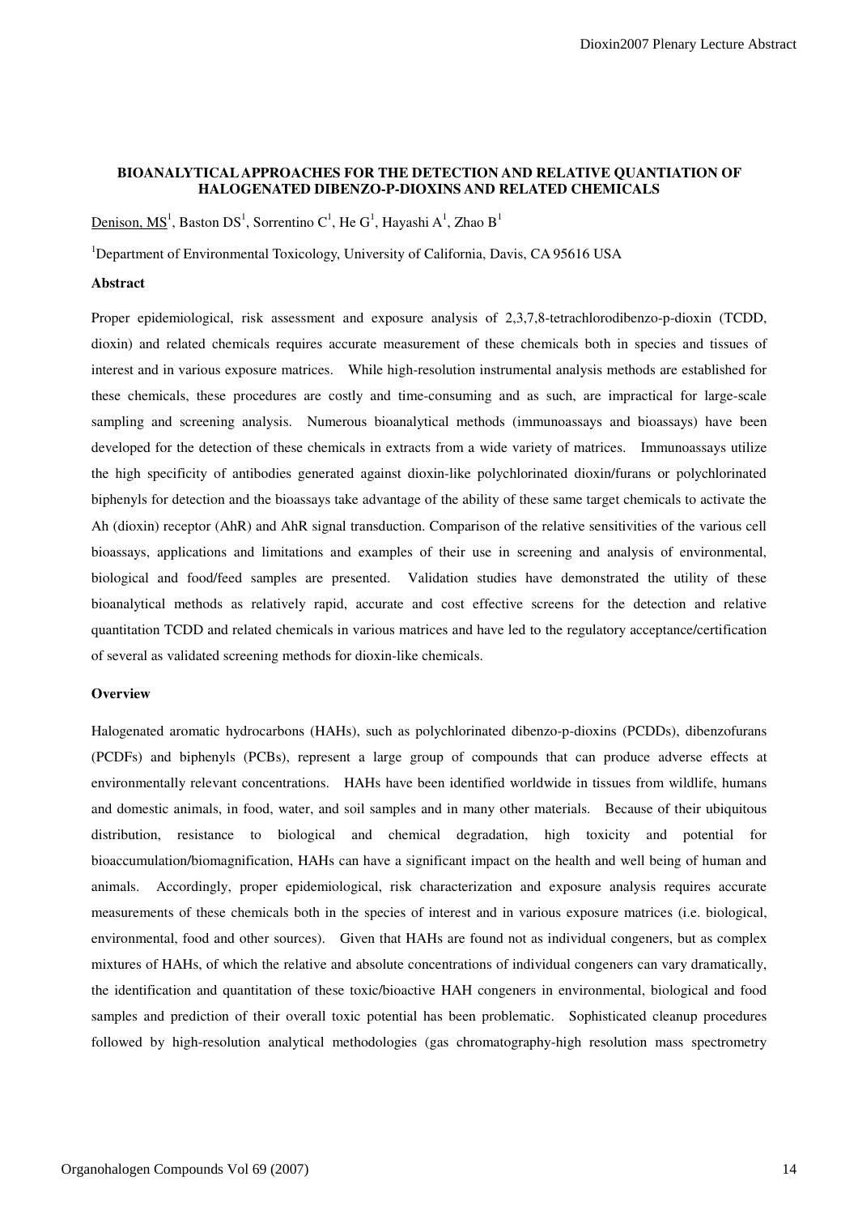# BIOANALYTICAL APPROACHES FOR THE DETECTION AND RELATIVE QUANTIATION OF HALOGENATED DIBENZO-P-DIOXINS AND RELATED CHEMICALS

Denison, MS[1], Baston DS[1], Sorrentino C[1], He G[1], Hayashi A[1], Zhao B[1]

[1]Department of Environmental Toxicology, University of California, Davis, CA 95616 USA

### Abstract

Proper epidemiological, risk assessment and exposure analysis of 2,3,7,8-tetrachlorodibenzo-p-dioxin (TCDD, dioxin) and related chemicals requires accurate measurement of these chemicals both in species and tissues of interest and in various exposure matrices. While high-resolution instrumental analysis methods are established for these chemicals, these procedures are costly and time-consuming and as such, are impractical for large-scale sampling and screening analysis. Numerous bioanalytical methods (immunoassays and bioassays) have been developed for the detection of these chemicals in extracts from a wide variety of matrices. Immunoassays utilize the high specificity of antibodies generated against dioxin-like polychlorinated dioxin/furans or polychlorinated biphenyls for detection and the bioassays take advantage of the ability of these same target chemicals to activate the Ah (dioxin) receptor (AhR) and AhR signal transduction. Comparison of the relative sensitivities of the various cell bioassays, applications and limitations and examples of their use in screening and analysis of environmental, biological and food/feed samples are presented. Validation studies have demonstrated the utility of these bioanalytical methods as relatively rapid, accurate and cost effective screens for the detection and relative quantitation TCDD and related chemicals in various matrices and have led to the regulatory acceptance/certification of several as validated screening methods for dioxin-like chemicals.

### Overview

Halogenated aromatic hydrocarbons (HAHs), such as polychlorinated dibenzo-p-dioxins (PCDDs), dibenzofurans (PCDFs) and biphenyls (PCBs), represent a large group of compounds that can produce adverse effects at environmentally relevant concentrations. HAHs have been identified worldwide in tissues from wildlife, humans and domestic animals, in food, water, and soil samples and in many other materials. Because of their ubiquitous distribution, resistance to biological and chemical degradation, high toxicity and potential for bioaccumulation/biomagnification, HAHs can have a significant impact on the health and well being of human and animals. Accordingly, proper epidemiological, risk characterization and exposure analysis requires accurate measurements of these chemicals both in the species of interest and in various exposure matrices (i.e. biological, environmental, food and other sources). Given that HAHs are found not as individual congeners, but as complex mixtures of HAHs, of which the relative and absolute concentrations of individual congeners can vary dramatically, the identification and quantitation of these toxic/bioactive HAH congeners in environmental, biological and food samples and prediction of their overall toxic potential has been problematic. Sophisticated cleanup procedures followed by high-resolution analytical methodologies (gas chromatography-high resolution mass spectrometry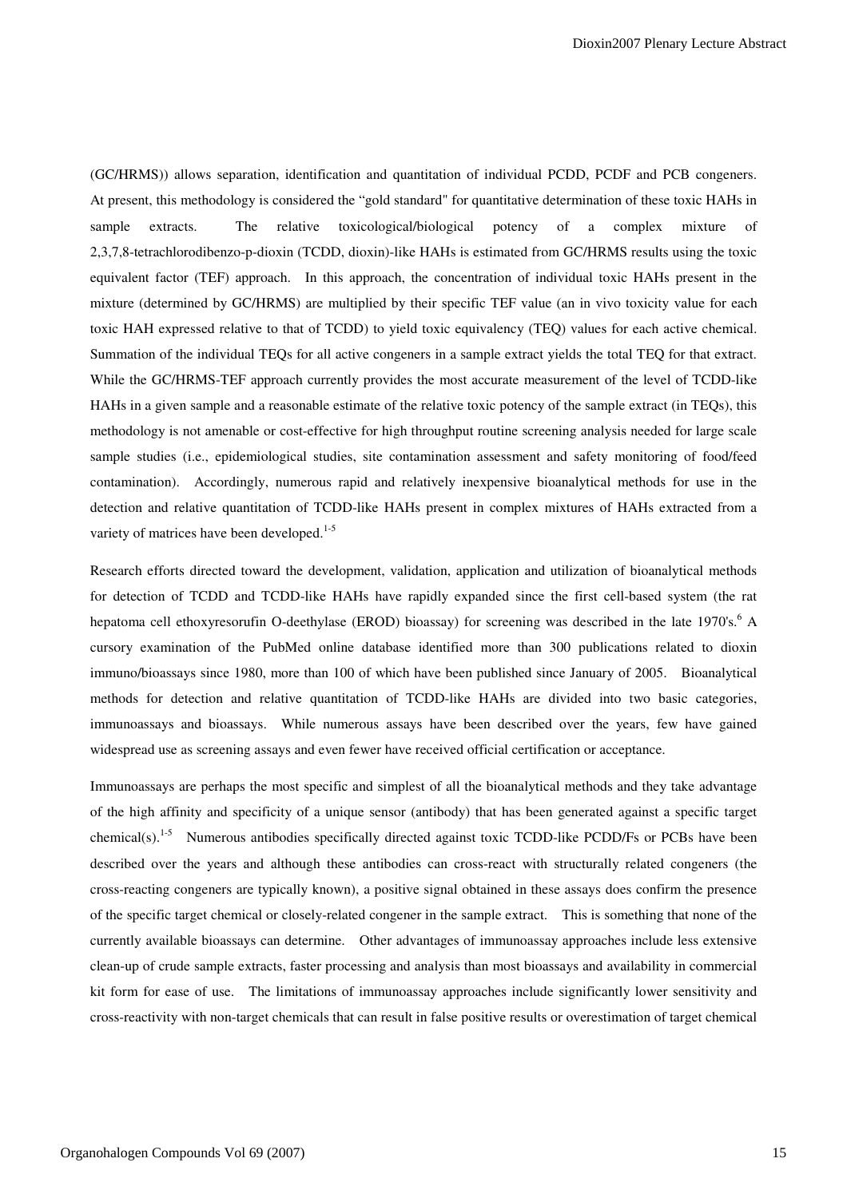(GC/HRMS)) allows separation, identification and quantitation of individual PCDD, PCDF and PCB congeners. At present, this methodology is considered the "gold standard" for quantitative determination of these toxic HAHs in sample extracts. The relative toxicological/biological potency of a complex mixture of 2,3,7,8-tetrachlorodibenzo-p-dioxin (TCDD, dioxin)-like HAHs is estimated from GC/HRMS results using the toxic equivalent factor (TEF) approach. In this approach, the concentration of individual toxic HAHs present in the mixture (determined by GC/HRMS) are multiplied by their specific TEF value (an in vivo toxicity value for each toxic HAH expressed relative to that of TCDD) to yield toxic equivalency (TEQ) values for each active chemical. Summation of the individual TEQs for all active congeners in a sample extract yields the total TEQ for that extract. While the GC/HRMS-TEF approach currently provides the most accurate measurement of the level of TCDD-like HAHs in a given sample and a reasonable estimate of the relative toxic potency of the sample extract (in TEQs), this methodology is not amenable or cost-effective for high throughput routine screening analysis needed for large scale sample studies (i.e., epidemiological studies, site contamination assessment and safety monitoring of food/feed contamination). Accordingly, numerous rapid and relatively inexpensive bioanalytical methods for use in the detection and relative quantitation of TCDD-like HAHs present in complex mixtures of HAHs extracted from a variety of matrices have been developed.[1-5]

Research efforts directed toward the development, validation, application and utilization of bioanalytical methods for detection of TCDD and TCDD-like HAHs have rapidly expanded since the first cell-based system (the rat hepatoma cell ethoxyresorufin O-deethylase (EROD) bioassay) for screening was described in the late 1970's.[6] A cursory examination of the PubMed online database identified more than 300 publications related to dioxin immuno/bioassays since 1980, more than 100 of which have been published since January of 2005. Bioanalytical methods for detection and relative quantitation of TCDD-like HAHs are divided into two basic categories, immunoassays and bioassays. While numerous assays have been described over the years, few have gained widespread use as screening assays and even fewer have received official certification or acceptance.

Immunoassays are perhaps the most specific and simplest of all the bioanalytical methods and they take advantage of the high affinity and specificity of a unique sensor (antibody) that has been generated against a specific target chemical(s).[1-5] Numerous antibodies specifically directed against toxic TCDD-like PCDD/Fs or PCBs have been described over the years and although these antibodies can cross-react with structurally related congeners (the cross-reacting congeners are typically known), a positive signal obtained in these assays does confirm the presence of the specific target chemical or closely-related congener in the sample extract. This is something that none of the currently available bioassays can determine. Other advantages of immunoassay approaches include less extensive clean-up of crude sample extracts, faster processing and analysis than most bioassays and availability in commercial kit form for ease of use. The limitations of immunoassay approaches include significantly lower sensitivity and cross-reactivity with non-target chemicals that can result in false positive results or overestimation of target chemical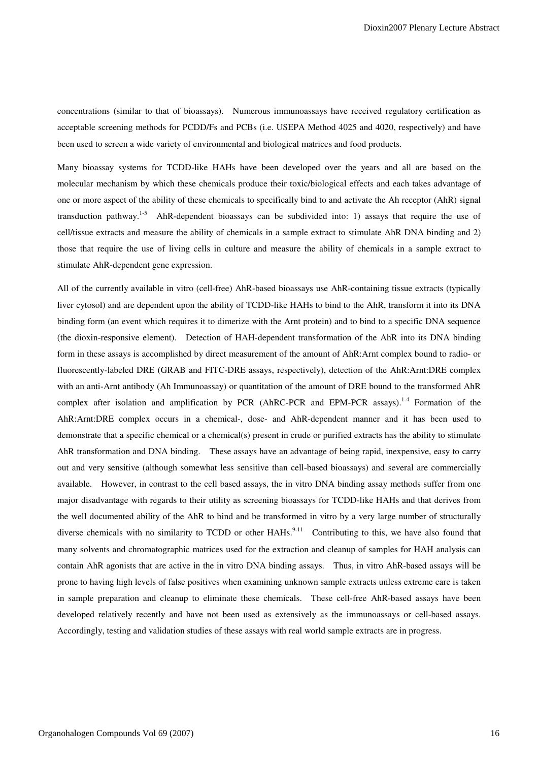concentrations (similar to that of bioassays). Numerous immunoassays have received regulatory certification as acceptable screening methods for PCDD/Fs and PCBs (i.e. USEPA Method 4025 and 4020, respectively) and have been used to screen a wide variety of environmental and biological matrices and food products.

Many bioassay systems for TCDD-like HAHs have been developed over the years and all are based on the molecular mechanism by which these chemicals produce their toxic/biological effects and each takes advantage of one or more aspect of the ability of these chemicals to specifically bind to and activate the Ah receptor (AhR) signal transduction pathway.[1-5] AhR-dependent bioassays can be subdivided into: 1) assays that require the use of cell/tissue extracts and measure the ability of chemicals in a sample extract to stimulate AhR DNA binding and 2) those that require the use of living cells in culture and measure the ability of chemicals in a sample extract to stimulate AhR-dependent gene expression.

All of the currently available in vitro (cell-free) AhR-based bioassays use AhR-containing tissue extracts (typically liver cytosol) and are dependent upon the ability of TCDD-like HAHs to bind to the AhR, transform it into its DNA binding form (an event which requires it to dimerize with the Arnt protein) and to bind to a specific DNA sequence (the dioxin-responsive element). Detection of HAH-dependent transformation of the AhR into its DNA binding form in these assays is accomplished by direct measurement of the amount of AhR:Arnt complex bound to radio- or fluorescently-labeled DRE (GRAB and FITC-DRE assays, respectively), detection of the AhR:Arnt:DRE complex with an anti-Arnt antibody (Ah Immunoassay) or quantitation of the amount of DRE bound to the transformed AhR complex after isolation and amplification by PCR (AhRC-PCR and EPM-PCR assays).[1-4] Formation of the AhR:Arnt:DRE complex occurs in a chemical-, dose- and AhR-dependent manner and it has been used to demonstrate that a specific chemical or a chemical(s) present in crude or purified extracts has the ability to stimulate AhR transformation and DNA binding. These assays have an advantage of being rapid, inexpensive, easy to carry out and very sensitive (although somewhat less sensitive than cell-based bioassays) and several are commercially available. However, in contrast to the cell based assays, the in vitro DNA binding assay methods suffer from one major disadvantage with regards to their utility as screening bioassays for TCDD-like HAHs and that derives from the well documented ability of the AhR to bind and be transformed in vitro by a very large number of structurally diverse chemicals with no similarity to TCDD or other HAHs.[9-11] Contributing to this, we have also found that many solvents and chromatographic matrices used for the extraction and cleanup of samples for HAH analysis can contain AhR agonists that are active in the in vitro DNA binding assays. Thus, in vitro AhR-based assays will be prone to having high levels of false positives when examining unknown sample extracts unless extreme care is taken in sample preparation and cleanup to eliminate these chemicals. These cell-free AhR-based assays have been developed relatively recently and have not been used as extensively as the immunoassays or cell-based assays. Accordingly, testing and validation studies of these assays with real world sample extracts are in progress.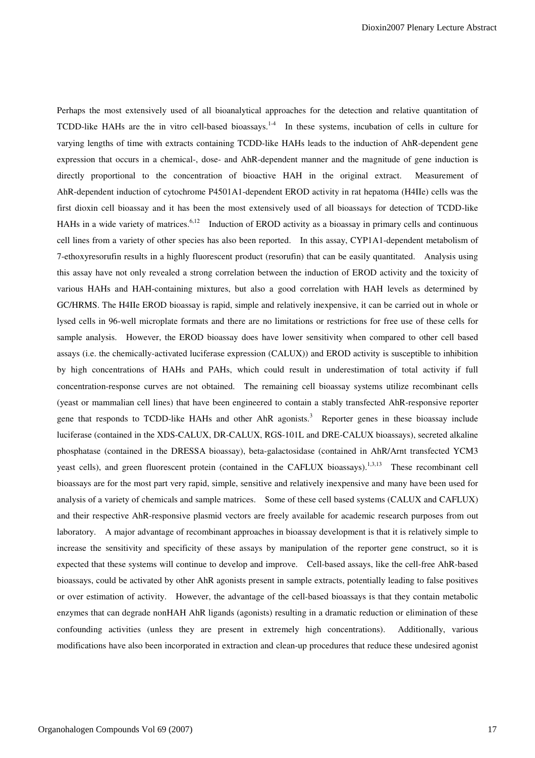Perhaps the most extensively used of all bioanalytical approaches for the detection and relative quantitation of TCDD-like HAHs are the in vitro cell-based bioassays.[1-4] In these systems, incubation of cells in culture for varying lengths of time with extracts containing TCDD-like HAHs leads to the induction of AhR-dependent gene expression that occurs in a chemical-, dose- and AhR-dependent manner and the magnitude of gene induction is directly proportional to the concentration of bioactive HAH in the original extract. Measurement of AhR-dependent induction of cytochrome P4501A1-dependent EROD activity in rat hepatoma (H4IIe) cells was the first dioxin cell bioassay and it has been the most extensively used of all bioassays for detection of TCDD-like HAHs in a wide variety of matrices.[6,12] Induction of EROD activity as a bioassay in primary cells and continuous cell lines from a variety of other species has also been reported. In this assay, CYP1A1-dependent metabolism of 7-ethoxyresorufin results in a highly fluorescent product (resorufin) that can be easily quantitated. Analysis using this assay have not only revealed a strong correlation between the induction of EROD activity and the toxicity of various HAHs and HAH-containing mixtures, but also a good correlation with HAH levels as determined by GC/HRMS. The H4IIe EROD bioassay is rapid, simple and relatively inexpensive, it can be carried out in whole or lysed cells in 96-well microplate formats and there are no limitations or restrictions for free use of these cells for sample analysis. However, the EROD bioassay does have lower sensitivity when compared to other cell based assays (i.e. the chemically-activated luciferase expression (CALUX)) and EROD activity is susceptible to inhibition by high concentrations of HAHs and PAHs, which could result in underestimation of total activity if full concentration-response curves are not obtained. The remaining cell bioassay systems utilize recombinant cells (yeast or mammalian cell lines) that have been engineered to contain a stably transfected AhR-responsive reporter gene that responds to TCDD-like HAHs and other AhR agonists.[3] Reporter genes in these bioassay include luciferase (contained in the XDS-CALUX, DR-CALUX, RGS-101L and DRE-CALUX bioassays), secreted alkaline phosphatase (contained in the DRESSA bioassay), beta-galactosidase (contained in AhR/Arnt transfected YCM3 yeast cells), and green fluorescent protein (contained in the CAFLUX bioassays).[1,3,13] These recombinant cell bioassays are for the most part very rapid, simple, sensitive and relatively inexpensive and many have been used for analysis of a variety of chemicals and sample matrices. Some of these cell based systems (CALUX and CAFLUX) and their respective AhR-responsive plasmid vectors are freely available for academic research purposes from out laboratory. A major advantage of recombinant approaches in bioassay development is that it is relatively simple to increase the sensitivity and specificity of these assays by manipulation of the reporter gene construct, so it is expected that these systems will continue to develop and improve. Cell-based assays, like the cell-free AhR-based bioassays, could be activated by other AhR agonists present in sample extracts, potentially leading to false positives or over estimation of activity. However, the advantage of the cell-based bioassays is that they contain metabolic enzymes that can degrade nonHAH AhR ligands (agonists) resulting in a dramatic reduction or elimination of these confounding activities (unless they are present in extremely high concentrations). Additionally, various modifications have also been incorporated in extraction and clean-up procedures that reduce these undesired agonist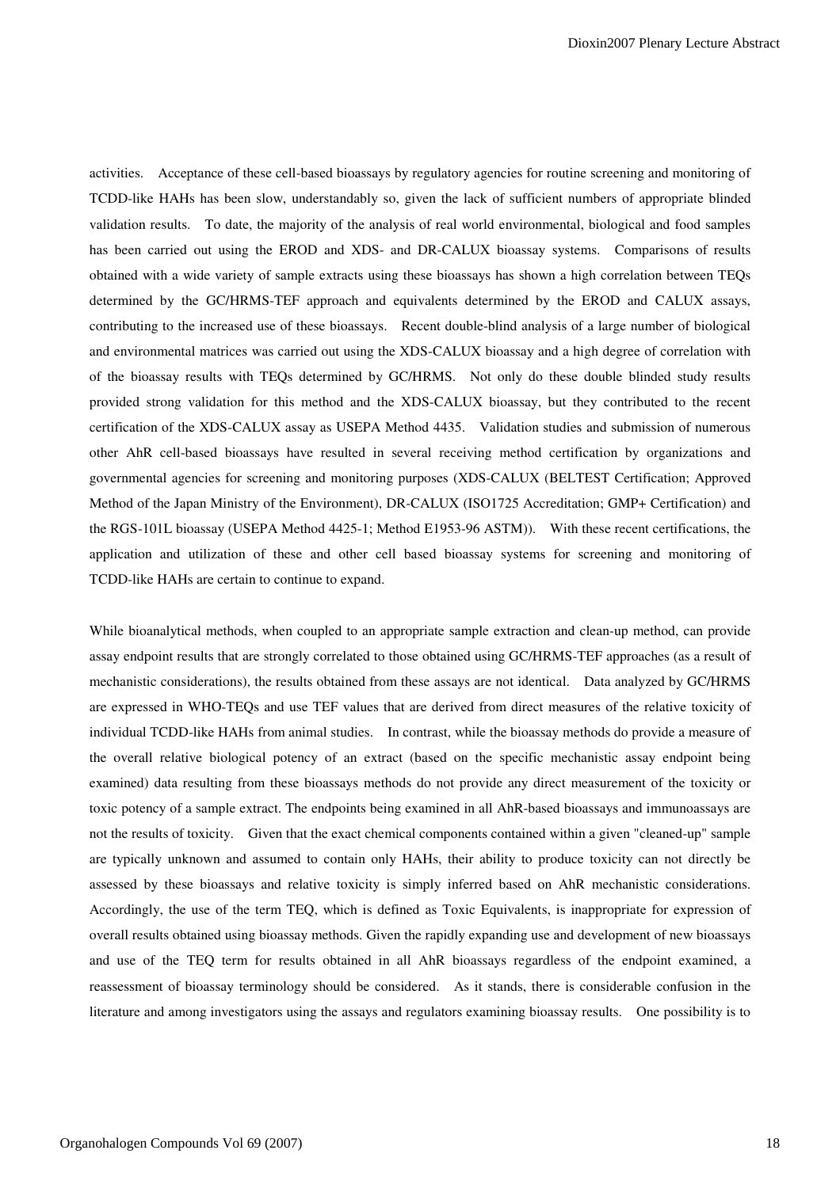activities. Acceptance of these cell-based bioassays by regulatory agencies for routine screening and monitoring of TCDD-like HAHs has been slow, understandably so, given the lack of sufficient numbers of appropriate blinded validation results. To date, the majority of the analysis of real world environmental, biological and food samples has been carried out using the EROD and XDS- and DR-CALUX bioassay systems. Comparisons of results obtained with a wide variety of sample extracts using these bioassays has shown a high correlation between TEQs determined by the GC/HRMS-TEF approach and equivalents determined by the EROD and CALUX assays, contributing to the increased use of these bioassays. Recent double-blind analysis of a large number of biological and environmental matrices was carried out using the XDS-CALUX bioassay and a high degree of correlation with of the bioassay results with TEQs determined by GC/HRMS. Not only do these double blinded study results provided strong validation for this method and the XDS-CALUX bioassay, but they contributed to the recent certification of the XDS-CALUX assay as USEPA Method 4435. Validation studies and submission of numerous other AhR cell-based bioassays have resulted in several receiving method certification by organizations and governmental agencies for screening and monitoring purposes (XDS-CALUX (BELTEST Certification; Approved Method of the Japan Ministry of the Environment), DR-CALUX (ISO1725 Accreditation; GMP+ Certification) and the RGS-101L bioassay (USEPA Method 4425-1; Method E1953-96 ASTM)). With these recent certifications, the application and utilization of these and other cell based bioassay systems for screening and monitoring of TCDD-like HAHs are certain to continue to expand.

While bioanalytical methods, when coupled to an appropriate sample extraction and clean-up method, can provide assay endpoint results that are strongly correlated to those obtained using GC/HRMS-TEF approaches (as a result of mechanistic considerations), the results obtained from these assays are not identical. Data analyzed by GC/HRMS are expressed in WHO-TEQs and use TEF values that are derived from direct measures of the relative toxicity of individual TCDD-like HAHs from animal studies. In contrast, while the bioassay methods do provide a measure of the overall relative biological potency of an extract (based on the specific mechanistic assay endpoint being examined) data resulting from these bioassays methods do not provide any direct measurement of the toxicity or toxic potency of a sample extract. The endpoints being examined in all AhR-based bioassays and immunoassays are not the results of toxicity. Given that the exact chemical components contained within a given "cleaned-up" sample are typically unknown and assumed to contain only HAHs, their ability to produce toxicity can not directly be assessed by these bioassays and relative toxicity is simply inferred based on AhR mechanistic considerations. Accordingly, the use of the term TEQ, which is defined as Toxic Equivalents, is inappropriate for expression of overall results obtained using bioassay methods. Given the rapidly expanding use and development of new bioassays and use of the TEQ term for results obtained in all AhR bioassays regardless of the endpoint examined, a reassessment of bioassay terminology should be considered. As it stands, there is considerable confusion in the literature and among investigators using the assays and regulators examining bioassay results. One possibility is to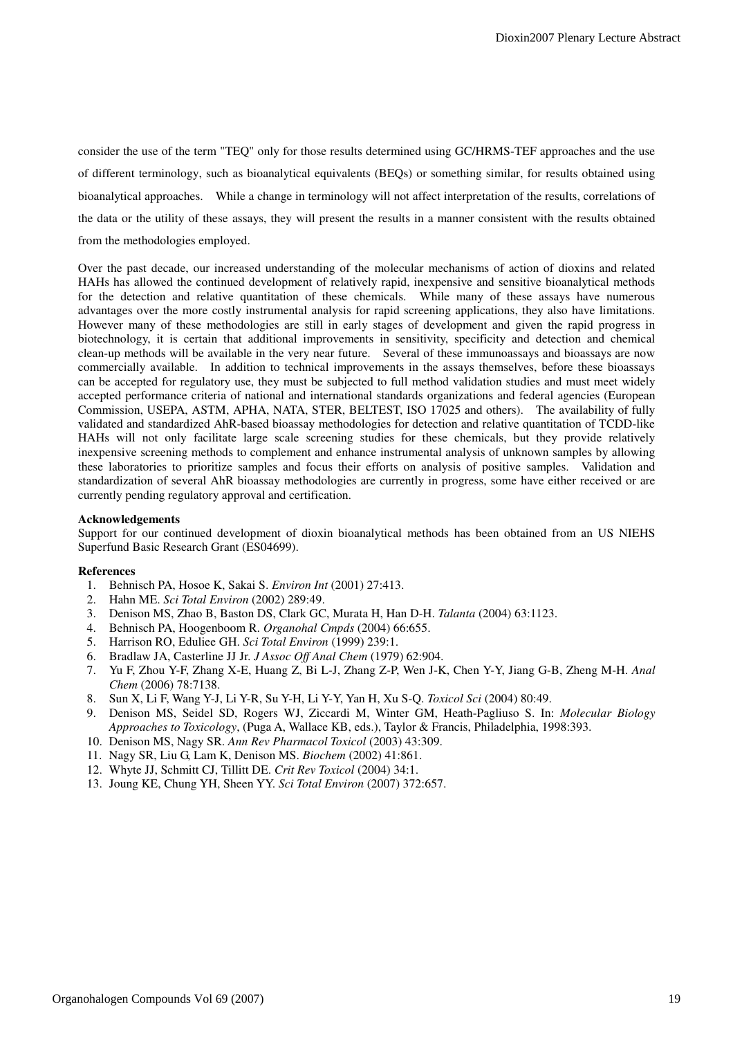consider the use of the term "TEQ" only for those results determined using GC/HRMS-TEF approaches and the use of different terminology, such as bioanalytical equivalents (BEQs) or something similar, for results obtained using bioanalytical approaches. While a change in terminology will not affect interpretation of the results, correlations of the data or the utility of these assays, they will present the results in a manner consistent with the results obtained from the methodologies employed.

Over the past decade, our increased understanding of the molecular mechanisms of action of dioxins and related HAHs has allowed the continued development of relatively rapid, inexpensive and sensitive bioanalytical methods for the detection and relative quantitation of these chemicals. While many of these assays have numerous advantages over the more costly instrumental analysis for rapid screening applications, they also have limitations. However many of these methodologies are still in early stages of development and given the rapid progress in biotechnology, it is certain that additional improvements in sensitivity, specificity and detection and chemical clean-up methods will be available in the very near future. Several of these immunoassays and bioassays are now commercially available. In addition to technical improvements in the assays themselves, before these bioassays can be accepted for regulatory use, they must be subjected to full method validation studies and must meet widely accepted performance criteria of national and international standards organizations and federal agencies (European Commission, USEPA, ASTM, APHA, NATA, STER, BELTEST, ISO 17025 and others). The availability of fully validated and standardized AhR-based bioassay methodologies for detection and relative quantitation of TCDD-like HAHs will not only facilitate large scale screening studies for these chemicals, but they provide relatively inexpensive screening methods to complement and enhance instrumental analysis of unknown samples by allowing these laboratories to prioritize samples and focus their efforts on analysis of positive samples. Validation and standardization of several AhR bioassay methodologies are currently in progress, some have either received or are currently pending regulatory approval and certification.

**Acknowledgements**

Support for our continued development of dioxin bioanalytical methods has been obtained from an US NIEHS Superfund Basic Research Grant (ES04699).

**References**

1. Behnisch PA, Hosoe K, Sakai S. *Environ Int* (2001) 27:413.
2. Hahn ME. *Sci Total Environ* (2002) 289:49.
3. Denison MS, Zhao B, Baston DS, Clark GC, Murata H, Han D-H. *Talanta* (2004) 63:1123.
4. Behnisch PA, Hoogenboom R. *Organohal Cmpds* (2004) 66:655.
5. Harrison RO, Eduliee GH. *Sci Total Environ* (1999) 239:1.
6. Bradlaw JA, Casterline JJ Jr. *J Assoc Off Anal Chem* (1979) 62:904.
7. Yu F, Zhou Y-F, Zhang X-E, Huang Z, Bi L-J, Zhang Z-P, Wen J-K, Chen Y-Y, Jiang G-B, Zheng M-H. *Anal Chem* (2006) 78:7138.
8. Sun X, Li F, Wang Y-J, Li Y-R, Su Y-H, Li Y-Y, Yan H, Xu S-Q. *Toxicol Sci* (2004) 80:49.
9. Denison MS, Seidel SD, Rogers WJ, Ziccardi M, Winter GM, Heath-Pagliuso S. In: *Molecular Biology Approaches to Toxicology*, (Puga A, Wallace KB, eds.), Taylor & Francis, Philadelphia, 1998:393.
10. Denison MS, Nagy SR. *Ann Rev Pharmacol Toxicol* (2003) 43:309.
11. Nagy SR, Liu G, Lam K, Denison MS. *Biochem* (2002) 41:861.
12. Whyte JJ, Schmitt CJ, Tillitt DE. *Crit Rev Toxicol* (2004) 34:1.
13. Joung KE, Chung YH, Sheen YY. *Sci Total Environ* (2007) 372:657.